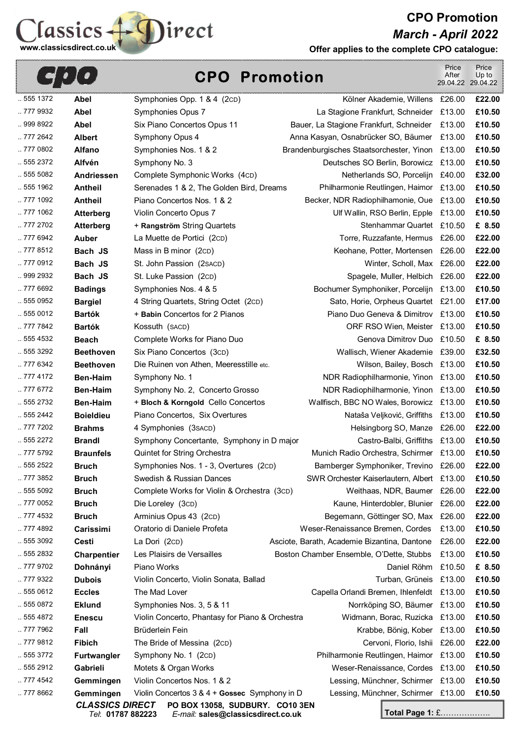Classics Direct
www.classicsdirect.co.uk

# CPO Promotion
## *March - April 2022*
**Offer applies to the complete CPO catalogue:**

## cpo CPO Promotion

| Cat. No. | Composer | Work | Performers | Price After 29.04.22 | Price Up to 29.04.22 |
|---|---|---|---|---|---|
| .. 555 1372 | **Abel** | Symphonies Opp. 1 & 4 (2CD) | Kölner Akademie, Willens | £26.00 | **£22.00** |
| .. 777 9932 | **Abel** | Symphonies Opus 7 | La Stagione Frankfurt, Schneider | £13.00 | **£10.50** |
| .. 999 8922 | **Abel** | Six Piano Concertos Opus 11 | Bauer, La Stagione Frankfurt, Schneider | £13.00 | **£10.50** |
| .. 777 2642 | **Albert** | Symphony Opus 4 | Anna Kasyan, Osnabrücker SO, Bäumer | £13.00 | **£10.50** |
| .. 777 0802 | **Alfano** | Symphonies Nos. 1 & 2 | Brandenburgisches Staatsorchester, Yinon | £13.00 | **£10.50** |
| .. 555 2372 | **Alfvén** | Symphony No. 3 | Deutsches SO Berlin, Borowicz | £13.00 | **£10.50** |
| .. 555 5082 | **Andriessen** | Complete Symphonic Works (4CD) | Netherlands SO, Porcelijn | £40.00 | **£32.00** |
| .. 555 1962 | **Antheil** | Serenades 1 & 2, The Golden Bird, Dreams | Philharmonie Reutlingen, Haimor | £13.00 | **£10.50** |
| .. 777 1092 | **Antheil** | Piano Concertos Nos. 1 & 2 | Becker, NDR Radiophilhamonie, Oue | £13.00 | **£10.50** |
| .. 777 1062 | **Atterberg** | Violin Concerto Opus 7 | Ulf Wallin, RSO Berlin, Epple | £13.00 | **£10.50** |
| .. 777 2702 | **Atterberg** | + **Rangström** String Quartets | Stenhammar Quartet | £10.50 | **£ 8.50** |
| .. 777 6942 | **Auber** | La Muette de Portici (2CD) | Torre, Ruzzafante, Hermus | £26.00 | **£22.00** |
| .. 777 8512 | **Bach JS** | Mass in B minor (2CD) | Keohane, Potter, Mortensen | £26.00 | **£22.00** |
| .. 777 0912 | **Bach JS** | St. John Passion (2SACD) | Winter, Scholl, Max | £26.00 | **£22.00** |
| .. 999 2932 | **Bach JS** | St. Luke Passion (2CD) | Spagele, Muller, Helbich | £26.00 | **£22.00** |
| .. 777 6692 | **Badings** | Symphonies Nos. 4 & 5 | Bochumer Symphoniker, Porcelijn | £13.00 | **£10.50** |
| .. 555 0952 | **Bargiel** | 4 String Quartets, String Octet (2CD) | Sato, Horie, Orpheus Quartet | £21.00 | **£17.00** |
| .. 555 0012 | **Bartók** | + **Babin** Concertos for 2 Pianos | Piano Duo Geneva & Dimitrov | £13.00 | **£10.50** |
| .. 777 7842 | **Bartók** | Kossuth (SACD) | ORF RSO Wien, Meister | £13.00 | **£10.50** |
| .. 555 4532 | **Beach** | Complete Works for Piano Duo | Genova Dimitrov Duo | £10.50 | **£ 8.50** |
| .. 555 3292 | **Beethoven** | Six Piano Concertos (3CD) | Wallisch, Wiener Akademie | £39.00 | **£32.50** |
| .. 777 6342 | **Beethoven** | Die Ruinen von Athen, Meeresstille etc. | Wilson, Bailey, Bosch | £13.00 | **£10.50** |
| .. 777 4172 | **Ben-Haim** | Symphony No. 1 | NDR Radiophilharmonie, Yinon | £13.00 | **£10.50** |
| .. 777 6772 | **Ben-Haim** | Symphony No. 2, Concerto Grosso | NDR Radiophilharmonie, Yinon | £13.00 | **£10.50** |
| .. 555 2732 | **Ben-Haim** | + **Bloch & Korngold** Cello Concertos | Wallfisch, BBC NO Wales, Borowicz | £13.00 | **£10.50** |
| .. 555 2442 | **Boieldieu** | Piano Concertos, Six Overtures | Nataša Veljković, Griffiths | £13.00 | **£10.50** |
| .. 777 7202 | **Brahms** | 4 Symphonies (3SACD) | Helsingborg SO, Manze | £26.00 | **£22.00** |
| .. 555 2272 | **Brandl** | Symphony Concertante, Symphony in D major | Castro-Balbi, Griffiths | £13.00 | **£10.50** |
| .. 777 5792 | **Braunfels** | Quintet for String Orchestra | Munich Radio Orchestra, Schirmer | £13.00 | **£10.50** |
| .. 555 2522 | **Bruch** | Symphonies Nos. 1 - 3, Overtures (2CD) | Bamberger Symphoniker, Trevino | £26.00 | **£22.00** |
| .. 777 3852 | **Bruch** | Swedish & Russian Dances | SWR Orchester Kaiserlautern, Albert | £13.00 | **£10.50** |
| .. 555 5092 | **Bruch** | Complete Works for Violin & Orchestra (3CD) | Weithaas, NDR, Baumer | £26.00 | **£22.00** |
| .. 777 0052 | **Bruch** | Die Loreley (3CD) | Kaune, Hinterdobler, Blunier | £26.00 | **£22.00** |
| .. 777 4532 | **Bruch** | Arminius Opus 43 (2CD) | Begemann, Göttinger SO, Max | £26.00 | **£22.00** |
| .. 777 4892 | **Carissimi** | Oratorio di Daniele Profeta | Weser-Renaissance Bremen, Cordes | £13.00 | **£10.50** |
| .. 555 3092 | **Cesti** | La Dori (2CD) | Asciote, Barath, Academie Bizantina, Dantone | £26.00 | **£22.00** |
| .. 555 2832 | **Charpentier** | Les Plaisirs de Versailles | Boston Chamber Ensemble, O'Dette, Stubbs | £13.00 | **£10.50** |
| .. 777 9702 | **Dohnányi** | Piano Works | Daniel Röhm | £10.50 | **£ 8.50** |
| .. 777 9322 | **Dubois** | Violin Concerto, Violin Sonata, Ballad | Turban, Grüneis | £13.00 | **£10.50** |
| .. 555 0612 | **Eccles** | The Mad Lover | Capella Orlandi Bremen, Ihlenfeldt | £13.00 | **£10.50** |
| .. 555 0872 | **Eklund** | Symphonies Nos. 3, 5 & 11 | Norrköping SO, Bäumer | £13.00 | **£10.50** |
| .. 555 4872 | **Enescu** | Violin Concerto, Phantasy for Piano & Orchestra | Widmann, Borac, Ruzicka | £13.00 | **£10.50** |
| .. 777 7962 | **Fall** | Brüderlein Fein | Krabbe, Bönig, Kober | £13.00 | **£10.50** |
| .. 777 9812 | **Fibich** | The Bride of Messina (2CD) | Cervoni, Florio, Ishii | £26.00 | **£22.00** |
| .. 555 3772 | **Furtwangler** | Symphony No. 1 (2CD) | Philharmonie Reutlingen, Haimor | £13.00 | **£10.50** |
| .. 555 2912 | **Gabrieli** | Motets & Organ Works | Weser-Renaissance, Cordes | £13.00 | **£10.50** |
| .. 777 4542 | **Gemmingen** | Violin Concertos Nos. 1 & 2 | Lessing, Münchner, Schirmer | £13.00 | **£10.50** |
| .. 777 8662 | **Gemmingen** | Violin Concertos 3 & 4 + **Gossec** Symphony in D | Lessing, Münchner, Schirmer | £13.00 | **£10.50** |

***CLASSICS DIRECT*** **PO BOX 13058, SUDBURY. CO10 3EN**
*Tel*: **01787 882223** *E-mail*: **sales@classicsdirect.co.uk**

**Total Page 1:** £...................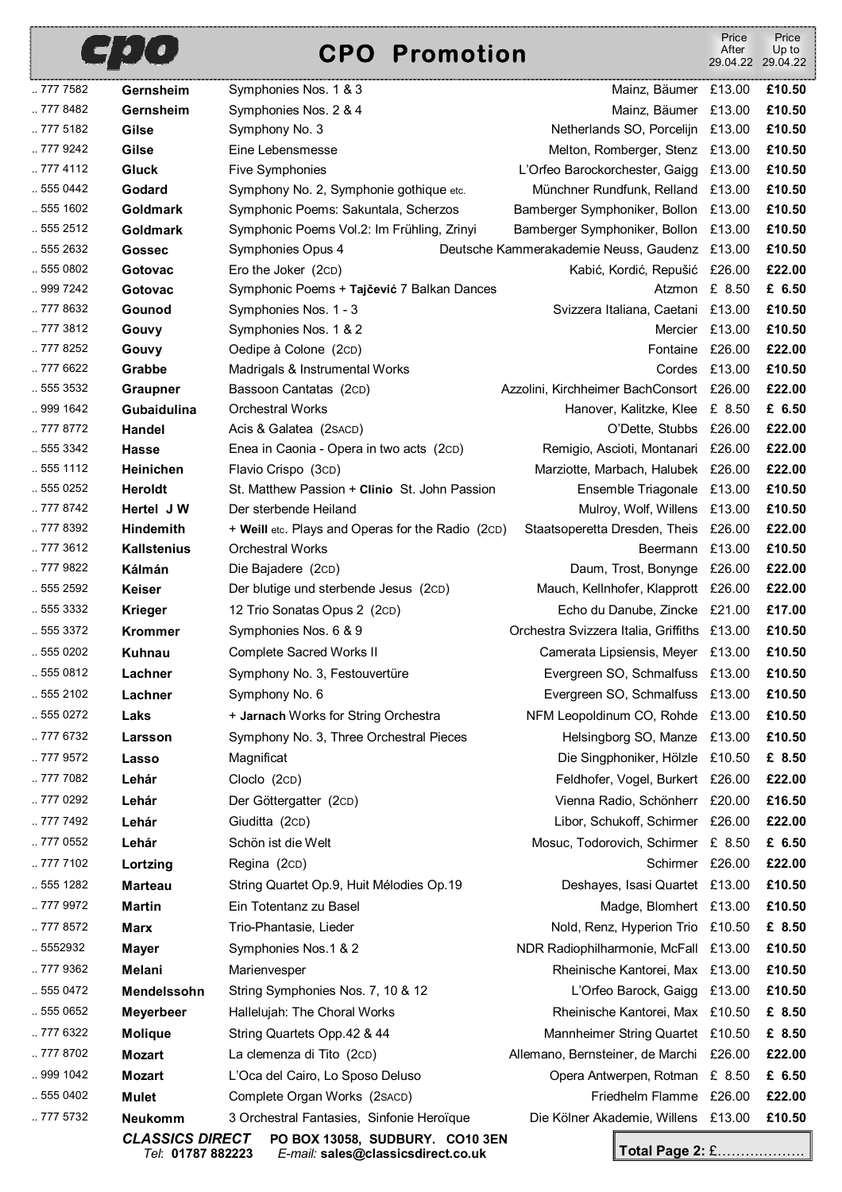# CPO Promotion

| Cat. No. | Composer | Title | Performers | Price After 29.04.22 | Price Up to 29.04.22 |
|---|---|---|---|---|---|
| .. 777 7582 | **Gernsheim** | Symphonies Nos. 1 & 3 | Mainz, Bäumer | £13.00 | **£10.50** |
| .. 777 8482 | **Gernsheim** | Symphonies Nos. 2 & 4 | Mainz, Bäumer | £13.00 | **£10.50** |
| .. 777 5182 | **Gilse** | Symphony No. 3 | Netherlands SO, Porcelijn | £13.00 | **£10.50** |
| .. 777 9242 | **Gilse** | Eine Lebensmesse | Melton, Romberger, Stenz | £13.00 | **£10.50** |
| .. 777 4112 | **Gluck** | Five Symphonies | L'Orfeo Barockorchester, Gaigg | £13.00 | **£10.50** |
| .. 555 0442 | **Godard** | Symphony No. 2, Symphonie gothique etc. | Münchner Rundfunk, Relland | £13.00 | **£10.50** |
| .. 555 1602 | **Goldmark** | Symphonic Poems: Sakuntala, Scherzos | Bamberger Symphoniker, Bollon | £13.00 | **£10.50** |
| .. 555 2512 | **Goldmark** | Symphonic Poems Vol.2: Im Frühling, Zrinyi | Bamberger Symphoniker, Bollon | £13.00 | **£10.50** |
| .. 555 2632 | **Gossec** | Symphonies Opus 4 | Deutsche Kammerakademie Neuss, Gaudenz | £13.00 | **£10.50** |
| .. 555 0802 | **Gotovac** | Ero the Joker (2CD) | Kabić, Kordić, Repušić | £26.00 | **£22.00** |
| .. 999 7242 | **Gotovac** | Symphonic Poems + **Tajčević** 7 Balkan Dances | Atzmon | £ 8.50 | **£ 6.50** |
| .. 777 8632 | **Gounod** | Symphonies Nos. 1 - 3 | Svizzera Italiana, Caetani | £13.00 | **£10.50** |
| .. 777 3812 | **Gouvy** | Symphonies Nos. 1 & 2 | Mercier | £13.00 | **£10.50** |
| .. 777 8252 | **Gouvy** | Oedipe à Colone (2CD) | Fontaine | £26.00 | **£22.00** |
| .. 777 6622 | **Grabbe** | Madrigals & Instrumental Works | Cordes | £13.00 | **£10.50** |
| .. 555 3532 | **Graupner** | Bassoon Cantatas (2CD) | Azzolini, Kirchheimer BachConsort | £26.00 | **£22.00** |
| .. 999 1642 | **Gubaidulina** | Orchestral Works | Hanover, Kalitzke, Klee | £ 8.50 | **£ 6.50** |
| .. 777 8772 | **Handel** | Acis & Galatea (2SACD) | O'Dette, Stubbs | £26.00 | **£22.00** |
| .. 555 3342 | **Hasse** | Enea in Caonia - Opera in two acts (2CD) | Remigio, Ascioti, Montanari | £26.00 | **£22.00** |
| .. 555 1112 | **Heinichen** | Flavio Crispo (3CD) | Marziotte, Marbach, Halubek | £26.00 | **£22.00** |
| .. 555 0252 | **Heroldt** | St. Matthew Passion + **Clinio** St. John Passion | Ensemble Triagonale | £13.00 | **£10.50** |
| .. 777 8742 | **Hertel J W** | Der sterbende Heiland | Mulroy, Wolf, Willens | £13.00 | **£10.50** |
| .. 777 8392 | **Hindemith** | + **Weill** etc. Plays and Operas for the Radio (2CD) | Staatsoperetta Dresden, Theis | £26.00 | **£22.00** |
| .. 777 3612 | **Kallstenius** | Orchestral Works | Beermann | £13.00 | **£10.50** |
| .. 777 9822 | **Kálmán** | Die Bajadere (2CD) | Daum, Trost, Bonynge | £26.00 | **£22.00** |
| .. 555 2592 | **Keiser** | Der blutige und sterbende Jesus (2CD) | Mauch, Kellnhofer, Klapprott | £26.00 | **£22.00** |
| .. 555 3332 | **Krieger** | 12 Trio Sonatas Opus 2 (2CD) | Echo du Danube, Zincke | £21.00 | **£17.00** |
| .. 555 3372 | **Krommer** | Symphonies Nos. 6 & 9 | Orchestra Svizzera Italia, Griffiths | £13.00 | **£10.50** |
| .. 555 0202 | **Kuhnau** | Complete Sacred Works II | Camerata Lipsiensis, Meyer | £13.00 | **£10.50** |
| .. 555 0812 | **Lachner** | Symphony No. 3, Festouvertüre | Evergreen SO, Schmalfuss | £13.00 | **£10.50** |
| .. 555 2102 | **Lachner** | Symphony No. 6 | Evergreen SO, Schmalfuss | £13.00 | **£10.50** |
| .. 555 0272 | **Laks** | + **Jarnach** Works for String Orchestra | NFM Leopoldinum CO, Rohde | £13.00 | **£10.50** |
| .. 777 6732 | **Larsson** | Symphony No. 3, Three Orchestral Pieces | Helsingborg SO, Manze | £13.00 | **£10.50** |
| .. 777 9572 | **Lasso** | Magnificat | Die Singphoniker, Hölzle | £10.50 | **£ 8.50** |
| .. 777 7082 | **Lehár** | Cloclo (2CD) | Feldhofer, Vogel, Burkert | £26.00 | **£22.00** |
| .. 777 0292 | **Lehár** | Der Göttergatter (2CD) | Vienna Radio, Schönherr | £20.00 | **£16.50** |
| .. 777 7492 | **Lehár** | Giuditta (2CD) | Libor, Schukoff, Schirmer | £26.00 | **£22.00** |
| .. 777 0552 | **Lehár** | Schön ist die Welt | Mosuc, Todorovich, Schirmer | £ 8.50 | **£ 6.50** |
| .. 777 7102 | **Lortzing** | Regina (2CD) | Schirmer | £26.00 | **£22.00** |
| .. 555 1282 | **Marteau** | String Quartet Op.9, Huit Mélodies Op.19 | Deshayes, Isasi Quartet | £13.00 | **£10.50** |
| .. 777 9972 | **Martin** | Ein Totentanz zu Basel | Madge, Blomhert | £13.00 | **£10.50** |
| .. 777 8572 | **Marx** | Trio-Phantasie, Lieder | Nold, Renz, Hyperion Trio | £10.50 | **£ 8.50** |
| .. 5552932 | **Mayer** | Symphonies Nos.1 & 2 | NDR Radiophilharmonie, McFall | £13.00 | **£10.50** |
| .. 777 9362 | **Melani** | Marienvesper | Rheinische Kantorei, Max | £13.00 | **£10.50** |
| .. 555 0472 | **Mendelssohn** | String Symphonies Nos. 7, 10 & 12 | L'Orfeo Barock, Gaigg | £13.00 | **£10.50** |
| .. 555 0652 | **Meyerbeer** | Hallelujah: The Choral Works | Rheinische Kantorei, Max | £10.50 | **£ 8.50** |
| .. 777 6322 | **Molique** | String Quartets Opp.42 & 44 | Mannheimer String Quartet | £10.50 | **£ 8.50** |
| .. 777 8702 | **Mozart** | La clemenza di Tito (2CD) | Allemano, Bernsteiner, de Marchi | £26.00 | **£22.00** |
| .. 999 1042 | **Mozart** | L'Oca del Cairo, Lo Sposo Deluso | Opera Antwerpen, Rotman | £ 8.50 | **£ 6.50** |
| .. 555 0402 | **Mulet** | Complete Organ Works (2SACD) | Friedhelm Flamme | £26.00 | **£22.00** |
| .. 777 5732 | **Neukomm** | 3 Orchestral Fantasies, Sinfonie Heroïque | Die Kölner Akademie, Willens | £13.00 | **£10.50** |

***CLASSICS DIRECT*** **PO BOX 13058, SUDBURY. CO10 3EN**
*Tel*: **01787 882223** *E-mail:* **sales@classicsdirect.co.uk**

**Total Page 2:** £……………….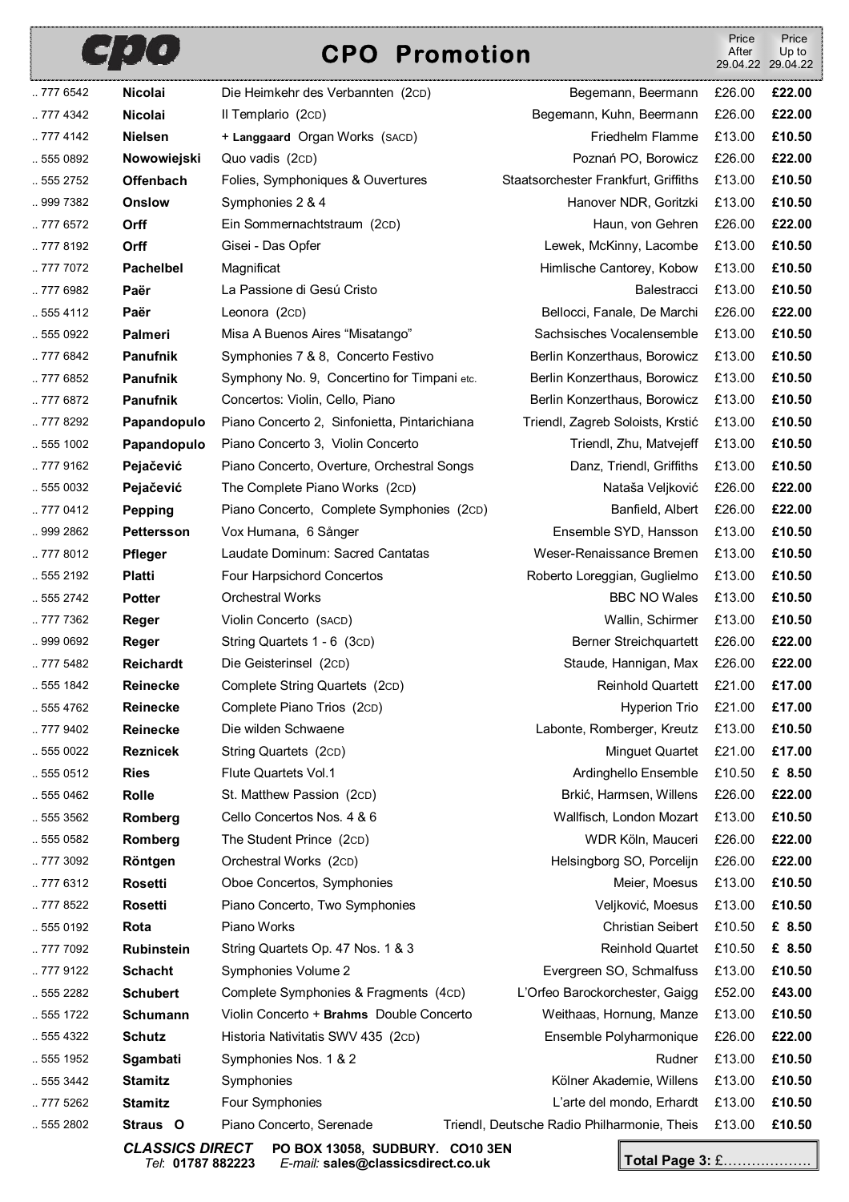# CPO Promotion

| Cat. No. | Composer | Title | Performers | Price After 29.04.22 | Price Up to 29.04.22 |
|---|---|---|---|---|---|
| .. 777 6542 | **Nicolai** | Die Heimkehr des Verbannten (2CD) | Begemann, Beermann | £26.00 | **£22.00** |
| .. 777 4342 | **Nicolai** | Il Templario (2CD) | Begemann, Kuhn, Beermann | £26.00 | **£22.00** |
| .. 777 4142 | **Nielsen** | + **Langgaard** Organ Works (SACD) | Friedhelm Flamme | £13.00 | **£10.50** |
| .. 555 0892 | **Nowowiejski** | Quo vadis (2CD) | Poznań PO, Borowicz | £26.00 | **£22.00** |
| .. 555 2752 | **Offenbach** | Folies, Symphoniques & Ouvertures | Staatsorchester Frankfurt, Griffiths | £13.00 | **£10.50** |
| .. 999 7382 | **Onslow** | Symphonies 2 & 4 | Hanover NDR, Goritzki | £13.00 | **£10.50** |
| .. 777 6572 | **Orff** | Ein Sommernachtstraum (2CD) | Haun, von Gehren | £26.00 | **£22.00** |
| .. 777 8192 | **Orff** | Gisei - Das Opfer | Lewek, McKinny, Lacombe | £13.00 | **£10.50** |
| .. 777 7072 | **Pachelbel** | Magnificat | Himlische Cantorey, Kobow | £13.00 | **£10.50** |
| .. 777 6982 | **Paër** | La Passione di Gesú Cristo | Balestracci | £13.00 | **£10.50** |
| .. 555 4112 | **Paër** | Leonora (2CD) | Bellocci, Fanale, De Marchi | £26.00 | **£22.00** |
| .. 555 0922 | **Palmeri** | Misa A Buenos Aires "Misatango" | Sachsisches Vocalensemble | £13.00 | **£10.50** |
| .. 777 6842 | **Panufnik** | Symphonies 7 & 8, Concerto Festivo | Berlin Konzerthaus, Borowicz | £13.00 | **£10.50** |
| .. 777 6852 | **Panufnik** | Symphony No. 9, Concertino for Timpani etc. | Berlin Konzerthaus, Borowicz | £13.00 | **£10.50** |
| .. 777 6872 | **Panufnik** | Concertos: Violin, Cello, Piano | Berlin Konzerthaus, Borowicz | £13.00 | **£10.50** |
| .. 777 8292 | **Papandopulo** | Piano Concerto 2, Sinfonietta, Pintarichiana | Triendl, Zagreb Soloists, Krstić | £13.00 | **£10.50** |
| .. 555 1002 | **Papandopulo** | Piano Concerto 3, Violin Concerto | Triendl, Zhu, Matvejeff | £13.00 | **£10.50** |
| .. 777 9162 | **Pejačević** | Piano Concerto, Overture, Orchestral Songs | Danz, Triendl, Griffiths | £13.00 | **£10.50** |
| .. 555 0032 | **Pejačević** | The Complete Piano Works (2CD) | Nataša Veljković | £26.00 | **£22.00** |
| .. 777 0412 | **Pepping** | Piano Concerto, Complete Symphonies (2CD) | Banfield, Albert | £26.00 | **£22.00** |
| .. 999 2862 | **Pettersson** | Vox Humana, 6 Sånger | Ensemble SYD, Hansson | £13.00 | **£10.50** |
| .. 777 8012 | **Pfleger** | Laudate Dominum: Sacred Cantatas | Weser-Renaissance Bremen | £13.00 | **£10.50** |
| .. 555 2192 | **Platti** | Four Harpsichord Concertos | Roberto Loreggian, Guglielmo | £13.00 | **£10.50** |
| .. 555 2742 | **Potter** | Orchestral Works | BBC NO Wales | £13.00 | **£10.50** |
| .. 777 7362 | **Reger** | Violin Concerto (SACD) | Wallin, Schirmer | £13.00 | **£10.50** |
| .. 999 0692 | **Reger** | String Quartets 1 - 6 (3CD) | Berner Streichquartett | £26.00 | **£22.00** |
| .. 777 5482 | **Reichardt** | Die Geisterinsel (2CD) | Staude, Hannigan, Max | £26.00 | **£22.00** |
| .. 555 1842 | **Reinecke** | Complete String Quartets (2CD) | Reinhold Quartett | £21.00 | **£17.00** |
| .. 555 4762 | **Reinecke** | Complete Piano Trios (2CD) | Hyperion Trio | £21.00 | **£17.00** |
| .. 777 9402 | **Reinecke** | Die wilden Schwaene | Labonte, Romberger, Kreutz | £13.00 | **£10.50** |
| .. 555 0022 | **Reznicek** | String Quartets (2CD) | Minguet Quartet | £21.00 | **£17.00** |
| .. 555 0512 | **Ries** | Flute Quartets Vol.1 | Ardinghello Ensemble | £10.50 | **£ 8.50** |
| .. 555 0462 | **Rolle** | St. Matthew Passion (2CD) | Brkić, Harmsen, Willens | £26.00 | **£22.00** |
| .. 555 3562 | **Romberg** | Cello Concertos Nos. 4 & 6 | Wallfisch, London Mozart | £13.00 | **£10.50** |
| .. 555 0582 | **Romberg** | The Student Prince (2CD) | WDR Köln, Mauceri | £26.00 | **£22.00** |
| .. 777 3092 | **Röntgen** | Orchestral Works (2CD) | Helsingborg SO, Porcelijn | £26.00 | **£22.00** |
| .. 777 6312 | **Rosetti** | Oboe Concertos, Symphonies | Meier, Moesus | £13.00 | **£10.50** |
| .. 777 8522 | **Rosetti** | Piano Concerto, Two Symphonies | Veljković, Moesus | £13.00 | **£10.50** |
| .. 555 0192 | **Rota** | Piano Works | Christian Seibert | £10.50 | **£ 8.50** |
| .. 777 7092 | **Rubinstein** | String Quartets Op. 47 Nos. 1 & 3 | Reinhold Quartet | £10.50 | **£ 8.50** |
| .. 777 9122 | **Schacht** | Symphonies Volume 2 | Evergreen SO, Schmalfuss | £13.00 | **£10.50** |
| .. 555 2282 | **Schubert** | Complete Symphonies & Fragments (4CD) | L'Orfeo Barockorchester, Gaigg | £52.00 | **£43.00** |
| .. 555 1722 | **Schumann** | Violin Concerto + **Brahms** Double Concerto | Weithaas, Hornung, Manze | £13.00 | **£10.50** |
| .. 555 4322 | **Schutz** | Historia Nativitatis SWV 435 (2CD) | Ensemble Polyharmonique | £26.00 | **£22.00** |
| .. 555 1952 | **Sgambati** | Symphonies Nos. 1 & 2 | Rudner | £13.00 | **£10.50** |
| .. 555 3442 | **Stamitz** | Symphonies | Kölner Akademie, Willens | £13.00 | **£10.50** |
| .. 777 5262 | **Stamitz** | Four Symphonies | L'arte del mondo, Erhardt | £13.00 | **£10.50** |
| .. 555 2802 | **Straus O** | Piano Concerto, Serenade | Triendl, Deutsche Radio Philharmonie, Theis | £13.00 | **£10.50** |

***CLASSICS DIRECT*** **PO BOX 13058, SUDBURY. CO10 3EN**
*Tel*: **01787 882223** *E-mail:* **sales@classicsdirect.co.uk**

**Total Page 3:** £..................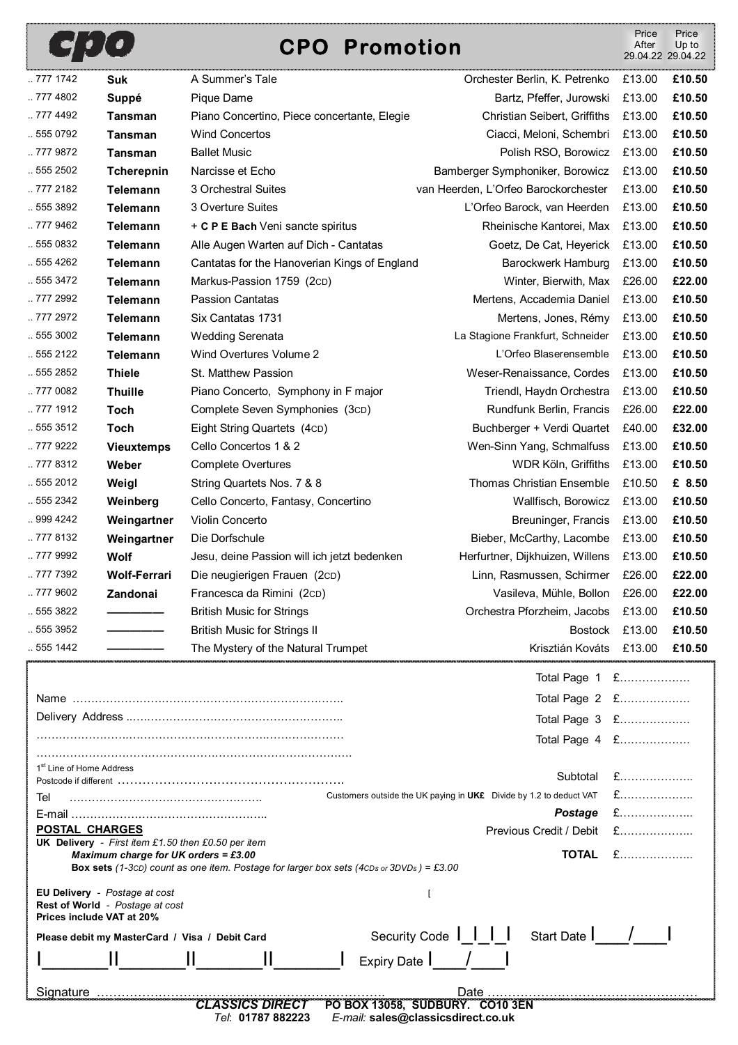# cpo CPO Promotion

| | | | | Price After 29.04.22 | Price Up to 29.04.22 |
|---|---|---|---|---|---|
| .. 777 1742 | **Suk** | A Summer's Tale | Orchester Berlin, K. Petrenko | £13.00 | **£10.50** |
| .. 777 4802 | **Suppé** | Pique Dame | Bartz, Pfeffer, Jurowski | £13.00 | **£10.50** |
| .. 777 4492 | **Tansman** | Piano Concertino, Piece concertante, Elegie | Christian Seibert, Griffiths | £13.00 | **£10.50** |
| .. 555 0792 | **Tansman** | Wind Concertos | Ciacci, Meloni, Schembri | £13.00 | **£10.50** |
| .. 777 9872 | **Tansman** | Ballet Music | Polish RSO, Borowicz | £13.00 | **£10.50** |
| .. 555 2502 | **Tcherepnin** | Narcisse et Echo | Bamberger Symphoniker, Borowicz | £13.00 | **£10.50** |
| .. 777 2182 | **Telemann** | 3 Orchestral Suites | van Heerden, L'Orfeo Barockorchester | £13.00 | **£10.50** |
| .. 555 3892 | **Telemann** | 3 Overture Suites | L'Orfeo Barock, van Heerden | £13.00 | **£10.50** |
| .. 777 9462 | **Telemann** | + **C P E Bach** Veni sancte spiritus | Rheinische Kantorei, Max | £13.00 | **£10.50** |
| .. 555 0832 | **Telemann** | Alle Augen Warten auf Dich - Cantatas | Goetz, De Cat, Heyerick | £13.00 | **£10.50** |
| .. 555 4262 | **Telemann** | Cantatas for the Hanoverian Kings of England | Barockwerk Hamburg | £13.00 | **£10.50** |
| .. 555 3472 | **Telemann** | Markus-Passion 1759 (2CD) | Winter, Bierwith, Max | £26.00 | **£22.00** |
| .. 777 2992 | **Telemann** | Passion Cantatas | Mertens, Accademia Daniel | £13.00 | **£10.50** |
| .. 777 2972 | **Telemann** | Six Cantatas 1731 | Mertens, Jones, Rémy | £13.00 | **£10.50** |
| .. 555 3002 | **Telemann** | Wedding Serenata | La Stagione Frankfurt, Schneider | £13.00 | **£10.50** |
| .. 555 2122 | **Telemann** | Wind Overtures Volume 2 | L'Orfeo Blaserensemble | £13.00 | **£10.50** |
| .. 555 2852 | **Thiele** | St. Matthew Passion | Weser-Renaissance, Cordes | £13.00 | **£10.50** |
| .. 777 0082 | **Thuille** | Piano Concerto, Symphony in F major | Triendl, Haydn Orchestra | £13.00 | **£10.50** |
| .. 777 1912 | **Toch** | Complete Seven Symphonies (3CD) | Rundfunk Berlin, Francis | £26.00 | **£22.00** |
| .. 555 3512 | **Toch** | Eight String Quartets (4CD) | Buchberger + Verdi Quartet | £40.00 | **£32.00** |
| .. 777 9222 | **Vieuxtemps** | Cello Concertos 1 & 2 | Wen-Sinn Yang, Schmalfuss | £13.00 | **£10.50** |
| .. 777 8312 | **Weber** | Complete Overtures | WDR Köln, Griffiths | £13.00 | **£10.50** |
| .. 555 2012 | **Weigl** | String Quartets Nos. 7 & 8 | Thomas Christian Ensemble | £10.50 | **£ 8.50** |
| .. 555 2342 | **Weinberg** | Cello Concerto, Fantasy, Concertino | Wallfisch, Borowicz | £13.00 | **£10.50** |
| .. 999 4242 | **Weingartner** | Violin Concerto | Breuninger, Francis | £13.00 | **£10.50** |
| .. 777 8132 | **Weingartner** | Die Dorfschule | Bieber, McCarthy, Lacombe | £13.00 | **£10.50** |
| .. 777 9992 | **Wolf** | Jesu, deine Passion will ich jetzt bedenken | Herfurtner, Dijkhuizen, Willens | £13.00 | **£10.50** |
| .. 777 7392 | **Wolf-Ferrari** | Die neugierigen Frauen (2CD) | Linn, Rasmussen, Schirmer | £26.00 | **£22.00** |
| .. 777 9602 | **Zandonai** | Francesca da Rimini (2CD) | Vasileva, Mühle, Bollon | £26.00 | **£22.00** |
| .. 555 3822 | ———— | British Music for Strings | Orchestra Pforzheim, Jacobs | £13.00 | **£10.50** |
| .. 555 3952 | ———— | British Music for Strings II | Bostock | £13.00 | **£10.50** |
| .. 555 1442 | ———— | The Mystery of the Natural Trumpet | Krisztián Kováts | £13.00 | **£10.50** |

Name ……………………………………………………………………

Delivery Address ……………………………………………………

……………………………………………………………………………

……………………………………………………………………………

1st Line of Home Address
Postcode if different ……………………………………………

Tel ……………………………………………

E-mail ……………………………………………

Total Page 1 £………………
Total Page 2 £………………
Total Page 3 £………………
Total Page 4 £………………

Subtotal £………………
Customers outside the UK paying in **UK£** Divide by 1.2 to deduct VAT £………………
***Postage*** £………………
Previous Credit / Debit £………………
**TOTAL** £………………

**POSTAL CHARGES**

**UK Delivery** - *First item £1.50 then £0.50 per item*
***Maximum charge for UK orders = £3.00***
**Box sets** *(1-3CD)* **count as one item. Postage for larger box sets** *(4CDs or 3DVDs)* **= £3.00**

**EU Delivery** - *Postage at cost*
**Rest of World** - *Postage at cost*
**Prices include VAT at 20%**

**Please debit my MasterCard / Visa / Debit Card**

|________||________||________||________|

Security Code |_|_|_| Start Date |____/____|

Expiry Date |____/____|

Signature ……………………………………………………… Date ………………………………………

***CLASSICS DIRECT*** **PO BOX 13058, SUDBURY. CO10 3EN**
*Tel*: **01787 882223** *E-mail:* **sales@classicsdirect.co.uk**